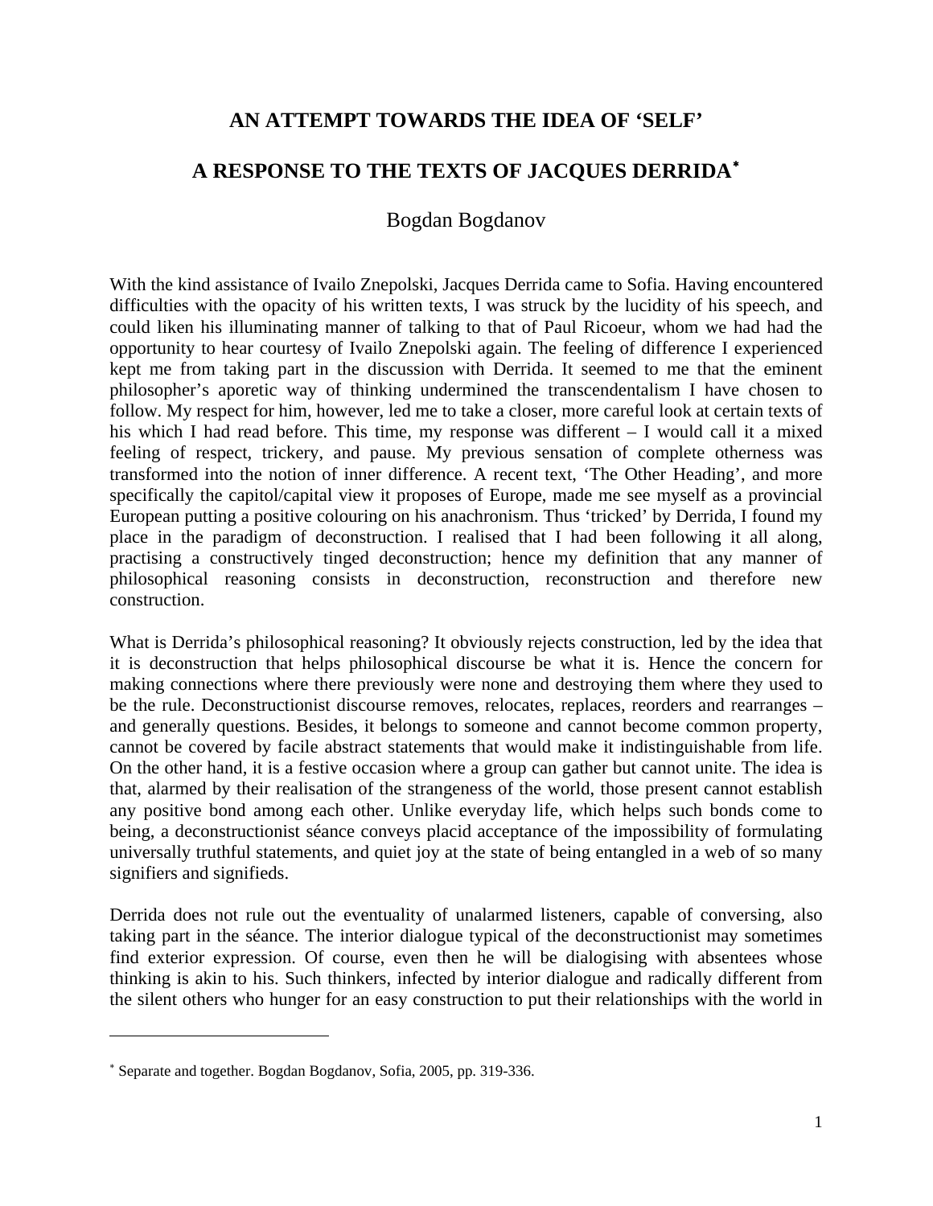# AN ATTEMPT TOWARDS THE IDEA OF 'SELF'

## A RESPONSE TO THE TEXTS OF JACQUES DERRIDA*

Bogdan Bogdanov

With the kind assistance of Ivailo Znepolski, Jacques Derrida came to Sofia. Having encountered difficulties with the opacity of his written texts, I was struck by the lucidity of his speech, and could liken his illuminating manner of talking to that of Paul Ricoeur, whom we had had the opportunity to hear courtesy of Ivailo Znepolski again. The feeling of difference I experienced kept me from taking part in the discussion with Derrida. It seemed to me that the eminent philosopher's aporetic way of thinking undermined the transcendentalism I have chosen to follow. My respect for him, however, led me to take a closer, more careful look at certain texts of his which I had read before. This time, my response was different – I would call it a mixed feeling of respect, trickery, and pause. My previous sensation of complete otherness was transformed into the notion of inner difference. A recent text, 'The Other Heading', and more specifically the capitol/capital view it proposes of Europe, made me see myself as a provincial European putting a positive colouring on his anachronism. Thus 'tricked' by Derrida, I found my place in the paradigm of deconstruction. I realised that I had been following it all along, practising a constructively tinged deconstruction; hence my definition that any manner of philosophical reasoning consists in deconstruction, reconstruction and therefore new construction.

What is Derrida's philosophical reasoning? It obviously rejects construction, led by the idea that it is deconstruction that helps philosophical discourse be what it is. Hence the concern for making connections where there previously were none and destroying them where they used to be the rule. Deconstructionist discourse removes, relocates, replaces, reorders and rearranges – and generally questions. Besides, it belongs to someone and cannot become common property, cannot be covered by facile abstract statements that would make it indistinguishable from life. On the other hand, it is a festive occasion where a group can gather but cannot unite. The idea is that, alarmed by their realisation of the strangeness of the world, those present cannot establish any positive bond among each other. Unlike everyday life, which helps such bonds come to being, a deconstructionist séance conveys placid acceptance of the impossibility of formulating universally truthful statements, and quiet joy at the state of being entangled in a web of so many signifiers and signifieds.

Derrida does not rule out the eventuality of unalarmed listeners, capable of conversing, also taking part in the séance. The interior dialogue typical of the deconstructionist may sometimes find exterior expression. Of course, even then he will be dialogising with absentees whose thinking is akin to his. Such thinkers, infected by interior dialogue and radically different from the silent others who hunger for an easy construction to put their relationships with the world in

---

* Separate and together. Bogdan Bogdanov, Sofia, 2005, pp. 319-336.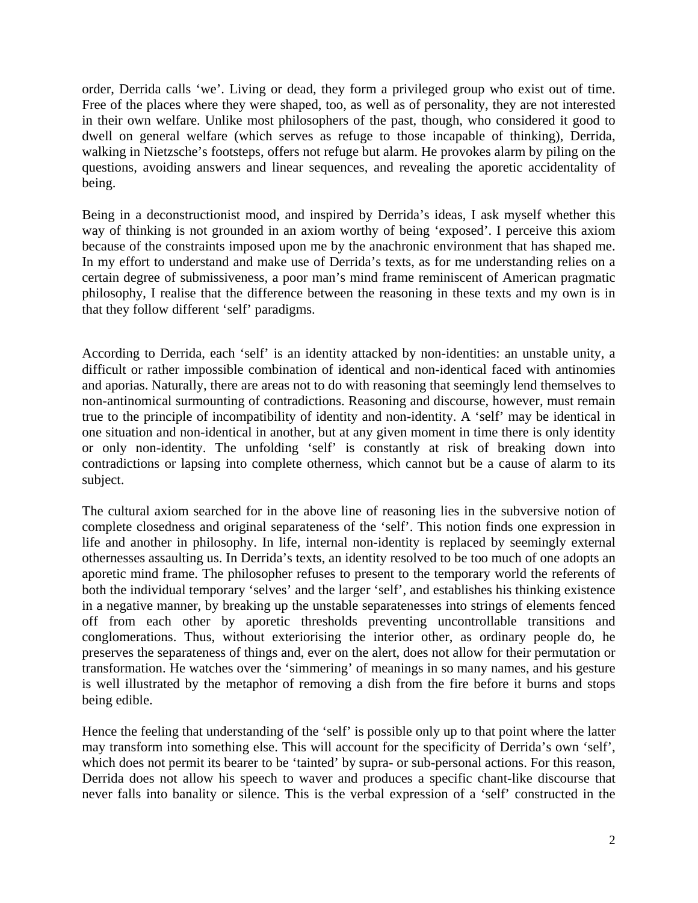order, Derrida calls 'we'. Living or dead, they form a privileged group who exist out of time. Free of the places where they were shaped, too, as well as of personality, they are not interested in their own welfare. Unlike most philosophers of the past, though, who considered it good to dwell on general welfare (which serves as refuge to those incapable of thinking), Derrida, walking in Nietzsche's footsteps, offers not refuge but alarm. He provokes alarm by piling on the questions, avoiding answers and linear sequences, and revealing the aporetic accidentality of being.

Being in a deconstructionist mood, and inspired by Derrida's ideas, I ask myself whether this way of thinking is not grounded in an axiom worthy of being 'exposed'. I perceive this axiom because of the constraints imposed upon me by the anachronic environment that has shaped me. In my effort to understand and make use of Derrida's texts, as for me understanding relies on a certain degree of submissiveness, a poor man's mind frame reminiscent of American pragmatic philosophy, I realise that the difference between the reasoning in these texts and my own is in that they follow different 'self' paradigms.

According to Derrida, each 'self' is an identity attacked by non-identities: an unstable unity, a difficult or rather impossible combination of identical and non-identical faced with antinomies and aporias. Naturally, there are areas not to do with reasoning that seemingly lend themselves to non-antinomical surmounting of contradictions. Reasoning and discourse, however, must remain true to the principle of incompatibility of identity and non-identity. A 'self' may be identical in one situation and non-identical in another, but at any given moment in time there is only identity or only non-identity. The unfolding 'self' is constantly at risk of breaking down into contradictions or lapsing into complete otherness, which cannot but be a cause of alarm to its subject.

The cultural axiom searched for in the above line of reasoning lies in the subversive notion of complete closedness and original separateness of the 'self'. This notion finds one expression in life and another in philosophy. In life, internal non-identity is replaced by seemingly external othernesses assaulting us. In Derrida's texts, an identity resolved to be too much of one adopts an aporetic mind frame. The philosopher refuses to present to the temporary world the referents of both the individual temporary 'selves' and the larger 'self', and establishes his thinking existence in a negative manner, by breaking up the unstable separatenesses into strings of elements fenced off from each other by aporetic thresholds preventing uncontrollable transitions and conglomerations. Thus, without exteriorising the interior other, as ordinary people do, he preserves the separateness of things and, ever on the alert, does not allow for their permutation or transformation. He watches over the 'simmering' of meanings in so many names, and his gesture is well illustrated by the metaphor of removing a dish from the fire before it burns and stops being edible.

Hence the feeling that understanding of the 'self' is possible only up to that point where the latter may transform into something else. This will account for the specificity of Derrida's own 'self', which does not permit its bearer to be 'tainted' by supra- or sub-personal actions. For this reason, Derrida does not allow his speech to waver and produces a specific chant-like discourse that never falls into banality or silence. This is the verbal expression of a 'self' constructed in the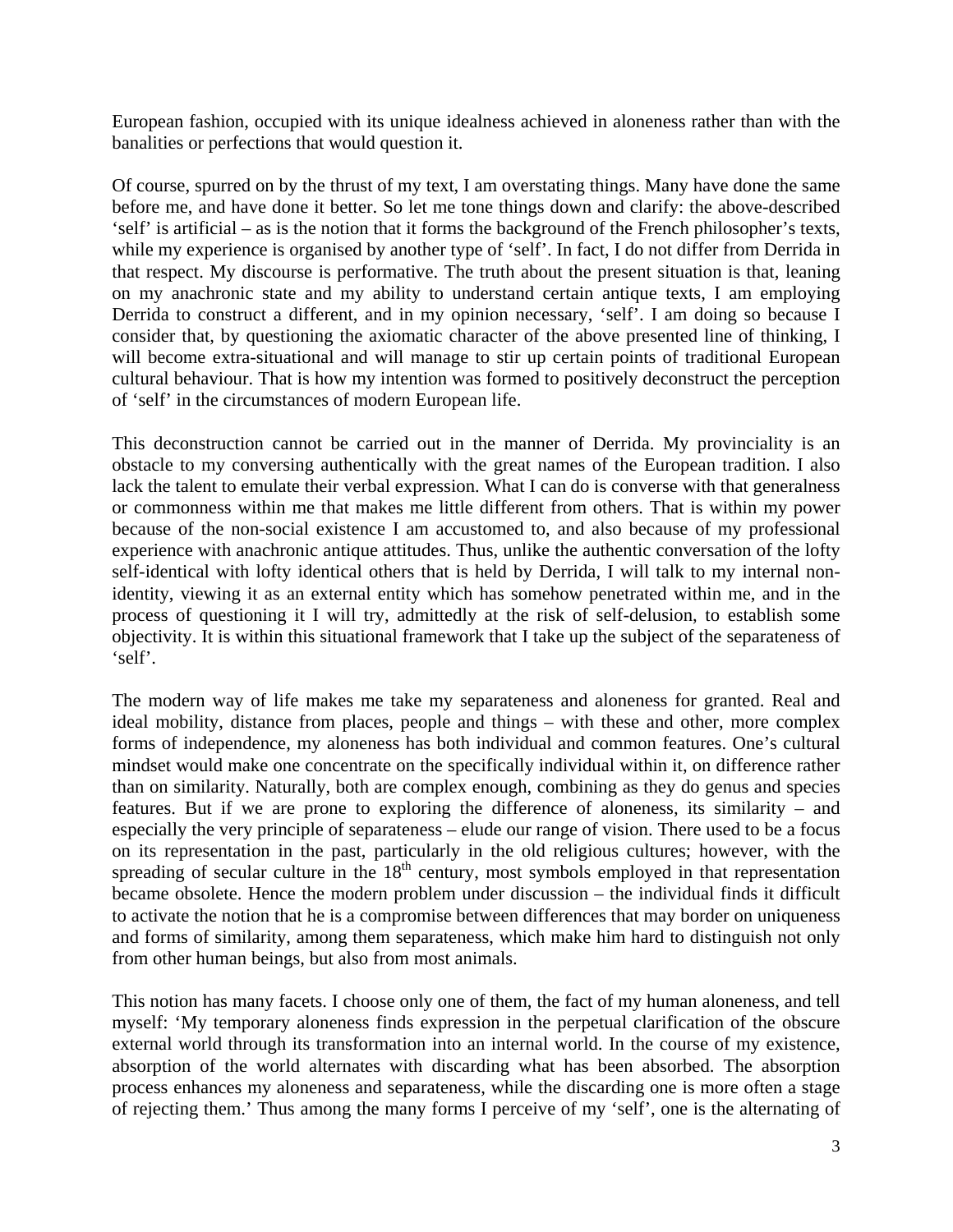European fashion, occupied with its unique idealness achieved in aloneness rather than with the banalities or perfections that would question it.

Of course, spurred on by the thrust of my text, I am overstating things. Many have done the same before me, and have done it better. So let me tone things down and clarify: the above-described 'self' is artificial – as is the notion that it forms the background of the French philosopher's texts, while my experience is organised by another type of 'self'. In fact, I do not differ from Derrida in that respect. My discourse is performative. The truth about the present situation is that, leaning on my anachronic state and my ability to understand certain antique texts, I am employing Derrida to construct a different, and in my opinion necessary, 'self'. I am doing so because I consider that, by questioning the axiomatic character of the above presented line of thinking, I will become extra-situational and will manage to stir up certain points of traditional European cultural behaviour. That is how my intention was formed to positively deconstruct the perception of 'self' in the circumstances of modern European life.

This deconstruction cannot be carried out in the manner of Derrida. My provinciality is an obstacle to my conversing authentically with the great names of the European tradition. I also lack the talent to emulate their verbal expression. What I can do is converse with that generalness or commonness within me that makes me little different from others. That is within my power because of the non-social existence I am accustomed to, and also because of my professional experience with anachronic antique attitudes. Thus, unlike the authentic conversation of the lofty self-identical with lofty identical others that is held by Derrida, I will talk to my internal non-identity, viewing it as an external entity which has somehow penetrated within me, and in the process of questioning it I will try, admittedly at the risk of self-delusion, to establish some objectivity. It is within this situational framework that I take up the subject of the separateness of 'self'.

The modern way of life makes me take my separateness and aloneness for granted. Real and ideal mobility, distance from places, people and things – with these and other, more complex forms of independence, my aloneness has both individual and common features. One's cultural mindset would make one concentrate on the specifically individual within it, on difference rather than on similarity. Naturally, both are complex enough, combining as they do genus and species features. But if we are prone to exploring the difference of aloneness, its similarity – and especially the very principle of separateness – elude our range of vision. There used to be a focus on its representation in the past, particularly in the old religious cultures; however, with the spreading of secular culture in the 18th century, most symbols employed in that representation became obsolete. Hence the modern problem under discussion – the individual finds it difficult to activate the notion that he is a compromise between differences that may border on uniqueness and forms of similarity, among them separateness, which make him hard to distinguish not only from other human beings, but also from most animals.

This notion has many facets. I choose only one of them, the fact of my human aloneness, and tell myself: 'My temporary aloneness finds expression in the perpetual clarification of the obscure external world through its transformation into an internal world. In the course of my existence, absorption of the world alternates with discarding what has been absorbed. The absorption process enhances my aloneness and separateness, while the discarding one is more often a stage of rejecting them.' Thus among the many forms I perceive of my 'self', one is the alternating of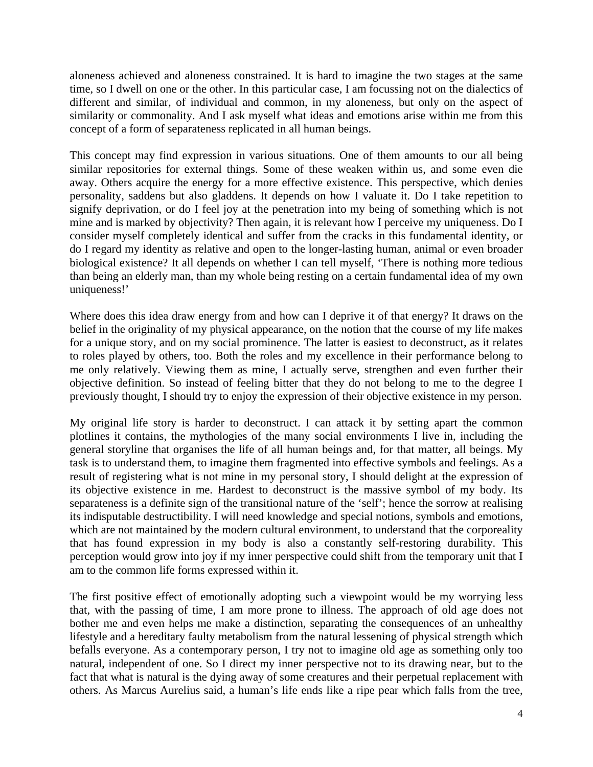aloneness achieved and aloneness constrained. It is hard to imagine the two stages at the same time, so I dwell on one or the other. In this particular case, I am focussing not on the dialectics of different and similar, of individual and common, in my aloneness, but only on the aspect of similarity or commonality. And I ask myself what ideas and emotions arise within me from this concept of a form of separateness replicated in all human beings.

This concept may find expression in various situations. One of them amounts to our all being similar repositories for external things. Some of these weaken within us, and some even die away. Others acquire the energy for a more effective existence. This perspective, which denies personality, saddens but also gladdens. It depends on how I valuate it. Do I take repetition to signify deprivation, or do I feel joy at the penetration into my being of something which is not mine and is marked by objectivity? Then again, it is relevant how I perceive my uniqueness. Do I consider myself completely identical and suffer from the cracks in this fundamental identity, or do I regard my identity as relative and open to the longer-lasting human, animal or even broader biological existence? It all depends on whether I can tell myself, 'There is nothing more tedious than being an elderly man, than my whole being resting on a certain fundamental idea of my own uniqueness!'

Where does this idea draw energy from and how can I deprive it of that energy? It draws on the belief in the originality of my physical appearance, on the notion that the course of my life makes for a unique story, and on my social prominence. The latter is easiest to deconstruct, as it relates to roles played by others, too. Both the roles and my excellence in their performance belong to me only relatively. Viewing them as mine, I actually serve, strengthen and even further their objective definition. So instead of feeling bitter that they do not belong to me to the degree I previously thought, I should try to enjoy the expression of their objective existence in my person.

My original life story is harder to deconstruct. I can attack it by setting apart the common plotlines it contains, the mythologies of the many social environments I live in, including the general storyline that organises the life of all human beings and, for that matter, all beings. My task is to understand them, to imagine them fragmented into effective symbols and feelings. As a result of registering what is not mine in my personal story, I should delight at the expression of its objective existence in me. Hardest to deconstruct is the massive symbol of my body. Its separateness is a definite sign of the transitional nature of the 'self'; hence the sorrow at realising its indisputable destructibility. I will need knowledge and special notions, symbols and emotions, which are not maintained by the modern cultural environment, to understand that the corporeality that has found expression in my body is also a constantly self-restoring durability. This perception would grow into joy if my inner perspective could shift from the temporary unit that I am to the common life forms expressed within it.

The first positive effect of emotionally adopting such a viewpoint would be my worrying less that, with the passing of time, I am more prone to illness. The approach of old age does not bother me and even helps me make a distinction, separating the consequences of an unhealthy lifestyle and a hereditary faulty metabolism from the natural lessening of physical strength which befalls everyone. As a contemporary person, I try not to imagine old age as something only too natural, independent of one. So I direct my inner perspective not to its drawing near, but to the fact that what is natural is the dying away of some creatures and their perpetual replacement with others. As Marcus Aurelius said, a human's life ends like a ripe pear which falls from the tree,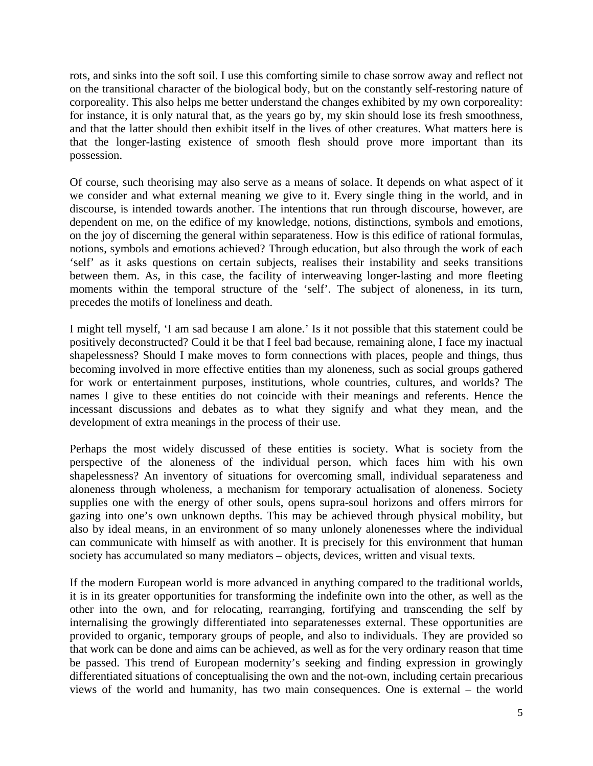rots, and sinks into the soft soil. I use this comforting simile to chase sorrow away and reflect not on the transitional character of the biological body, but on the constantly self-restoring nature of corporeality. This also helps me better understand the changes exhibited by my own corporeality: for instance, it is only natural that, as the years go by, my skin should lose its fresh smoothness, and that the latter should then exhibit itself in the lives of other creatures. What matters here is that the longer-lasting existence of smooth flesh should prove more important than its possession.

Of course, such theorising may also serve as a means of solace. It depends on what aspect of it we consider and what external meaning we give to it. Every single thing in the world, and in discourse, is intended towards another. The intentions that run through discourse, however, are dependent on me, on the edifice of my knowledge, notions, distinctions, symbols and emotions, on the joy of discerning the general within separateness. How is this edifice of rational formulas, notions, symbols and emotions achieved? Through education, but also through the work of each 'self' as it asks questions on certain subjects, realises their instability and seeks transitions between them. As, in this case, the facility of interweaving longer-lasting and more fleeting moments within the temporal structure of the 'self'. The subject of aloneness, in its turn, precedes the motifs of loneliness and death.

I might tell myself, 'I am sad because I am alone.' Is it not possible that this statement could be positively deconstructed? Could it be that I feel bad because, remaining alone, I face my inactual shapelessness? Should I make moves to form connections with places, people and things, thus becoming involved in more effective entities than my aloneness, such as social groups gathered for work or entertainment purposes, institutions, whole countries, cultures, and worlds? The names I give to these entities do not coincide with their meanings and referents. Hence the incessant discussions and debates as to what they signify and what they mean, and the development of extra meanings in the process of their use.

Perhaps the most widely discussed of these entities is society. What is society from the perspective of the aloneness of the individual person, which faces him with his own shapelessness? An inventory of situations for overcoming small, individual separateness and aloneness through wholeness, a mechanism for temporary actualisation of aloneness. Society supplies one with the energy of other souls, opens supra-soul horizons and offers mirrors for gazing into one's own unknown depths. This may be achieved through physical mobility, but also by ideal means, in an environment of so many unlonely alonenesses where the individual can communicate with himself as with another. It is precisely for this environment that human society has accumulated so many mediators – objects, devices, written and visual texts.

If the modern European world is more advanced in anything compared to the traditional worlds, it is in its greater opportunities for transforming the indefinite own into the other, as well as the other into the own, and for relocating, rearranging, fortifying and transcending the self by internalising the growingly differentiated into separatenesses external. These opportunities are provided to organic, temporary groups of people, and also to individuals. They are provided so that work can be done and aims can be achieved, as well as for the very ordinary reason that time be passed. This trend of European modernity's seeking and finding expression in growingly differentiated situations of conceptualising the own and the not-own, including certain precarious views of the world and humanity, has two main consequences. One is external – the world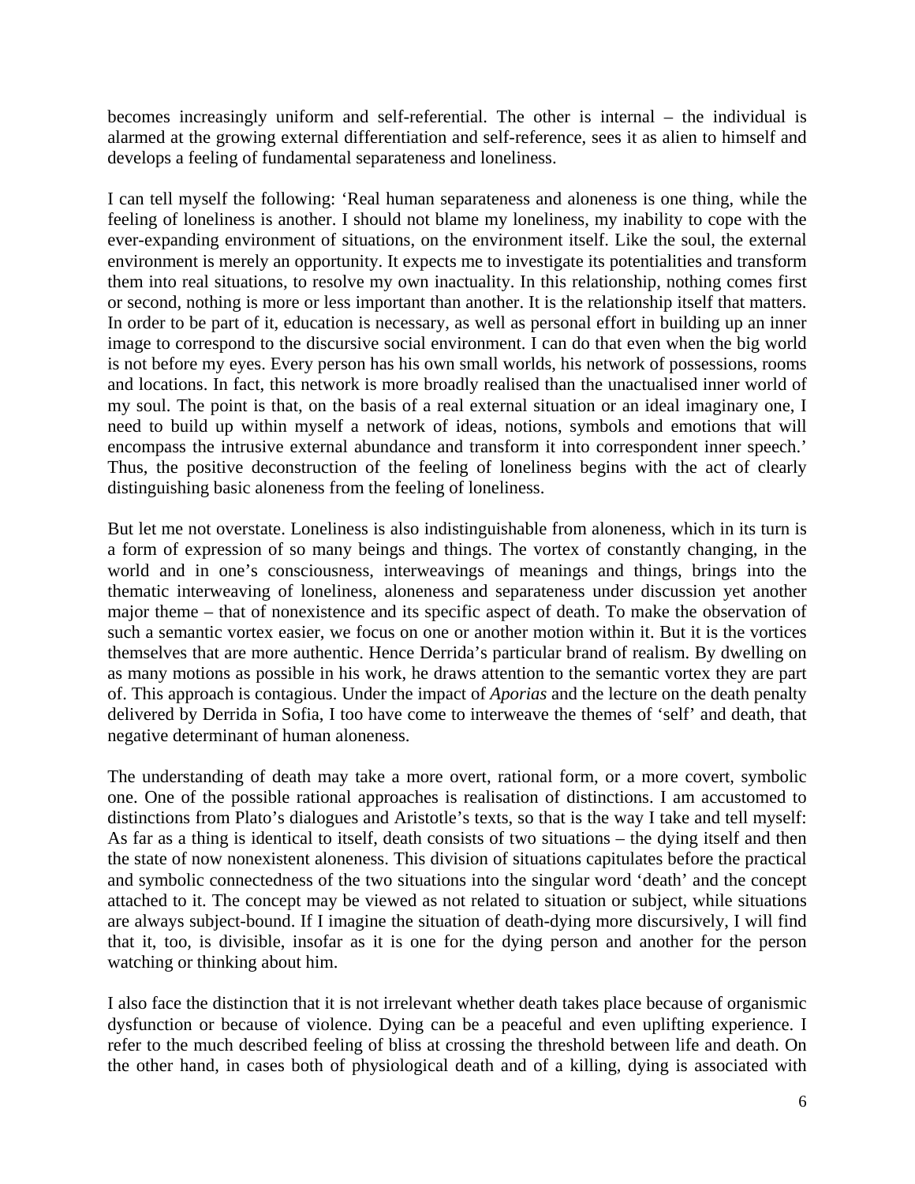becomes increasingly uniform and self-referential. The other is internal – the individual is alarmed at the growing external differentiation and self-reference, sees it as alien to himself and develops a feeling of fundamental separateness and loneliness.

I can tell myself the following: 'Real human separateness and aloneness is one thing, while the feeling of loneliness is another. I should not blame my loneliness, my inability to cope with the ever-expanding environment of situations, on the environment itself. Like the soul, the external environment is merely an opportunity. It expects me to investigate its potentialities and transform them into real situations, to resolve my own inactuality. In this relationship, nothing comes first or second, nothing is more or less important than another. It is the relationship itself that matters. In order to be part of it, education is necessary, as well as personal effort in building up an inner image to correspond to the discursive social environment. I can do that even when the big world is not before my eyes. Every person has his own small worlds, his network of possessions, rooms and locations. In fact, this network is more broadly realised than the unactualised inner world of my soul. The point is that, on the basis of a real external situation or an ideal imaginary one, I need to build up within myself a network of ideas, notions, symbols and emotions that will encompass the intrusive external abundance and transform it into correspondent inner speech.' Thus, the positive deconstruction of the feeling of loneliness begins with the act of clearly distinguishing basic aloneness from the feeling of loneliness.

But let me not overstate. Loneliness is also indistinguishable from aloneness, which in its turn is a form of expression of so many beings and things. The vortex of constantly changing, in the world and in one's consciousness, interweavings of meanings and things, brings into the thematic interweaving of loneliness, aloneness and separateness under discussion yet another major theme – that of nonexistence and its specific aspect of death. To make the observation of such a semantic vortex easier, we focus on one or another motion within it. But it is the vortices themselves that are more authentic. Hence Derrida's particular brand of realism. By dwelling on as many motions as possible in his work, he draws attention to the semantic vortex they are part of. This approach is contagious. Under the impact of *Aporias* and the lecture on the death penalty delivered by Derrida in Sofia, I too have come to interweave the themes of 'self' and death, that negative determinant of human aloneness.

The understanding of death may take a more overt, rational form, or a more covert, symbolic one. One of the possible rational approaches is realisation of distinctions. I am accustomed to distinctions from Plato's dialogues and Aristotle's texts, so that is the way I take and tell myself: As far as a thing is identical to itself, death consists of two situations – the dying itself and then the state of now nonexistent aloneness. This division of situations capitulates before the practical and symbolic connectedness of the two situations into the singular word 'death' and the concept attached to it. The concept may be viewed as not related to situation or subject, while situations are always subject-bound. If I imagine the situation of death-dying more discursively, I will find that it, too, is divisible, insofar as it is one for the dying person and another for the person watching or thinking about him.

I also face the distinction that it is not irrelevant whether death takes place because of organismic dysfunction or because of violence. Dying can be a peaceful and even uplifting experience. I refer to the much described feeling of bliss at crossing the threshold between life and death. On the other hand, in cases both of physiological death and of a killing, dying is associated with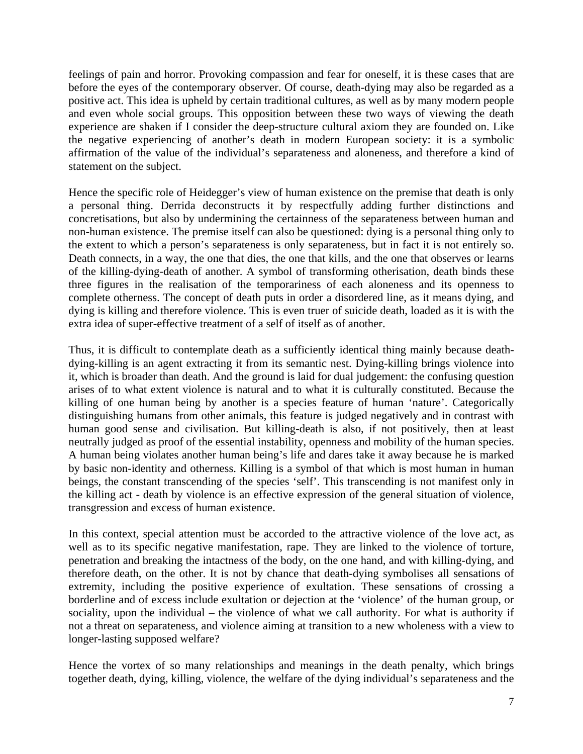feelings of pain and horror. Provoking compassion and fear for oneself, it is these cases that are before the eyes of the contemporary observer. Of course, death-dying may also be regarded as a positive act. This idea is upheld by certain traditional cultures, as well as by many modern people and even whole social groups. This opposition between these two ways of viewing the death experience are shaken if I consider the deep-structure cultural axiom they are founded on. Like the negative experiencing of another's death in modern European society: it is a symbolic affirmation of the value of the individual's separateness and aloneness, and therefore a kind of statement on the subject.

Hence the specific role of Heidegger's view of human existence on the premise that death is only a personal thing. Derrida deconstructs it by respectfully adding further distinctions and concretisations, but also by undermining the certainness of the separateness between human and non-human existence. The premise itself can also be questioned: dying is a personal thing only to the extent to which a person's separateness is only separateness, but in fact it is not entirely so. Death connects, in a way, the one that dies, the one that kills, and the one that observes or learns of the killing-dying-death of another. A symbol of transforming otherisation, death binds these three figures in the realisation of the temporariness of each aloneness and its openness to complete otherness. The concept of death puts in order a disordered line, as it means dying, and dying is killing and therefore violence. This is even truer of suicide death, loaded as it is with the extra idea of super-effective treatment of a self of itself as of another.

Thus, it is difficult to contemplate death as a sufficiently identical thing mainly because death-dying-killing is an agent extracting it from its semantic nest. Dying-killing brings violence into it, which is broader than death. And the ground is laid for dual judgement: the confusing question arises of to what extent violence is natural and to what it is culturally constituted. Because the killing of one human being by another is a species feature of human 'nature'. Categorically distinguishing humans from other animals, this feature is judged negatively and in contrast with human good sense and civilisation. But killing-death is also, if not positively, then at least neutrally judged as proof of the essential instability, openness and mobility of the human species. A human being violates another human being's life and dares take it away because he is marked by basic non-identity and otherness. Killing is a symbol of that which is most human in human beings, the constant transcending of the species 'self'. This transcending is not manifest only in the killing act - death by violence is an effective expression of the general situation of violence, transgression and excess of human existence.

In this context, special attention must be accorded to the attractive violence of the love act, as well as to its specific negative manifestation, rape. They are linked to the violence of torture, penetration and breaking the intactness of the body, on the one hand, and with killing-dying, and therefore death, on the other. It is not by chance that death-dying symbolises all sensations of extremity, including the positive experience of exultation. These sensations of crossing a borderline and of excess include exultation or dejection at the 'violence' of the human group, or sociality, upon the individual – the violence of what we call authority. For what is authority if not a threat on separateness, and violence aiming at transition to a new wholeness with a view to longer-lasting supposed welfare?

Hence the vortex of so many relationships and meanings in the death penalty, which brings together death, dying, killing, violence, the welfare of the dying individual's separateness and the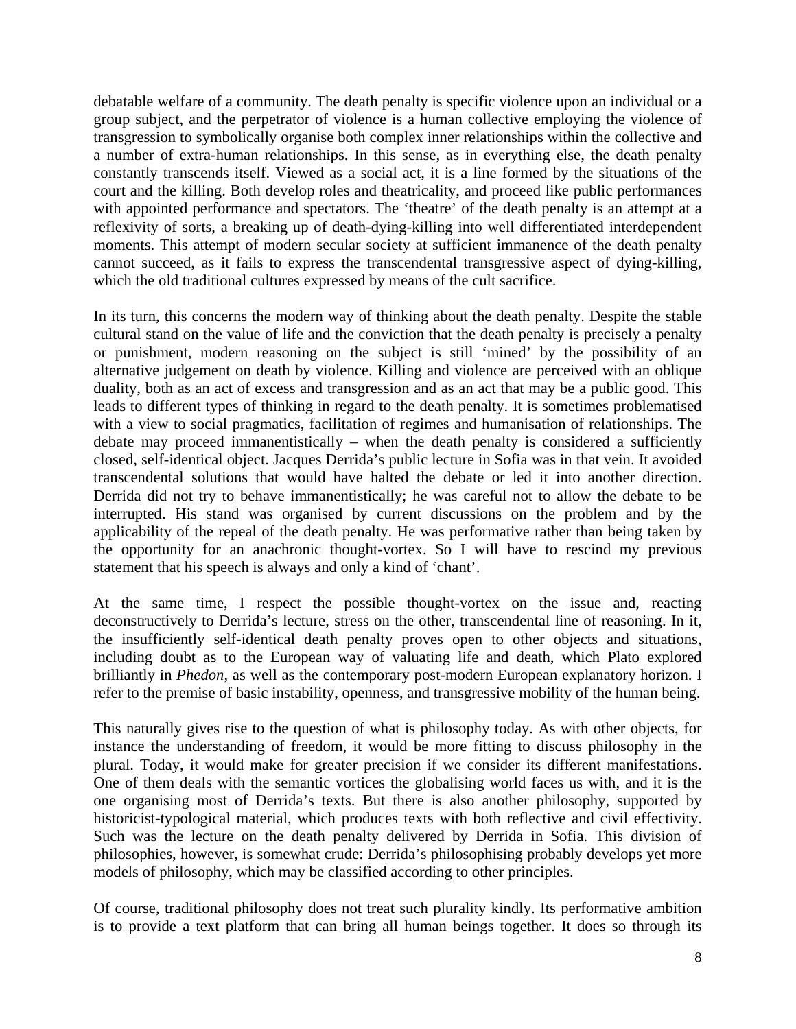debatable welfare of a community. The death penalty is specific violence upon an individual or a group subject, and the perpetrator of violence is a human collective employing the violence of transgression to symbolically organise both complex inner relationships within the collective and a number of extra-human relationships. In this sense, as in everything else, the death penalty constantly transcends itself. Viewed as a social act, it is a line formed by the situations of the court and the killing. Both develop roles and theatricality, and proceed like public performances with appointed performance and spectators. The 'theatre' of the death penalty is an attempt at a reflexivity of sorts, a breaking up of death-dying-killing into well differentiated interdependent moments. This attempt of modern secular society at sufficient immanence of the death penalty cannot succeed, as it fails to express the transcendental transgressive aspect of dying-killing, which the old traditional cultures expressed by means of the cult sacrifice.

In its turn, this concerns the modern way of thinking about the death penalty. Despite the stable cultural stand on the value of life and the conviction that the death penalty is precisely a penalty or punishment, modern reasoning on the subject is still 'mined' by the possibility of an alternative judgement on death by violence. Killing and violence are perceived with an oblique duality, both as an act of excess and transgression and as an act that may be a public good. This leads to different types of thinking in regard to the death penalty. It is sometimes problematised with a view to social pragmatics, facilitation of regimes and humanisation of relationships. The debate may proceed immanentistically – when the death penalty is considered a sufficiently closed, self-identical object. Jacques Derrida's public lecture in Sofia was in that vein. It avoided transcendental solutions that would have halted the debate or led it into another direction. Derrida did not try to behave immanentistically; he was careful not to allow the debate to be interrupted. His stand was organised by current discussions on the problem and by the applicability of the repeal of the death penalty. He was performative rather than being taken by the opportunity for an anachronic thought-vortex. So I will have to rescind my previous statement that his speech is always and only a kind of 'chant'.

At the same time, I respect the possible thought-vortex on the issue and, reacting deconstructively to Derrida's lecture, stress on the other, transcendental line of reasoning. In it, the insufficiently self-identical death penalty proves open to other objects and situations, including doubt as to the European way of valuating life and death, which Plato explored brilliantly in *Phedon*, as well as the contemporary post-modern European explanatory horizon. I refer to the premise of basic instability, openness, and transgressive mobility of the human being.

This naturally gives rise to the question of what is philosophy today. As with other objects, for instance the understanding of freedom, it would be more fitting to discuss philosophy in the plural. Today, it would make for greater precision if we consider its different manifestations. One of them deals with the semantic vortices the globalising world faces us with, and it is the one organising most of Derrida's texts. But there is also another philosophy, supported by historicist-typological material, which produces texts with both reflective and civil effectivity. Such was the lecture on the death penalty delivered by Derrida in Sofia. This division of philosophies, however, is somewhat crude: Derrida's philosophising probably develops yet more models of philosophy, which may be classified according to other principles.

Of course, traditional philosophy does not treat such plurality kindly. Its performative ambition is to provide a text platform that can bring all human beings together. It does so through its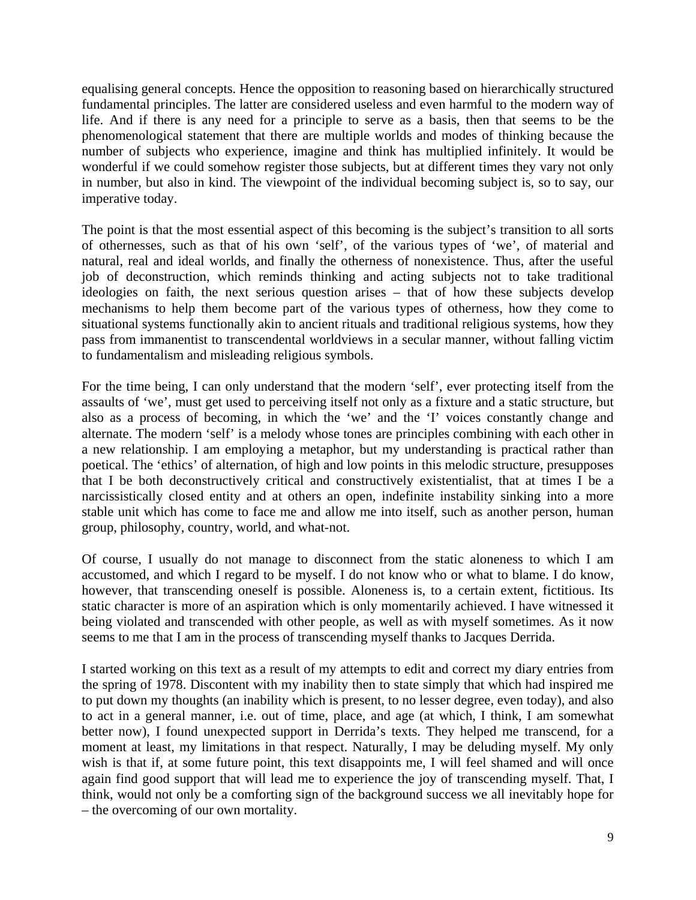equalising general concepts. Hence the opposition to reasoning based on hierarchically structured fundamental principles. The latter are considered useless and even harmful to the modern way of life. And if there is any need for a principle to serve as a basis, then that seems to be the phenomenological statement that there are multiple worlds and modes of thinking because the number of subjects who experience, imagine and think has multiplied infinitely. It would be wonderful if we could somehow register those subjects, but at different times they vary not only in number, but also in kind. The viewpoint of the individual becoming subject is, so to say, our imperative today.

The point is that the most essential aspect of this becoming is the subject's transition to all sorts of othernesses, such as that of his own 'self', of the various types of 'we', of material and natural, real and ideal worlds, and finally the otherness of nonexistence. Thus, after the useful job of deconstruction, which reminds thinking and acting subjects not to take traditional ideologies on faith, the next serious question arises – that of how these subjects develop mechanisms to help them become part of the various types of otherness, how they come to situational systems functionally akin to ancient rituals and traditional religious systems, how they pass from immanentist to transcendental worldviews in a secular manner, without falling victim to fundamentalism and misleading religious symbols.

For the time being, I can only understand that the modern 'self', ever protecting itself from the assaults of 'we', must get used to perceiving itself not only as a fixture and a static structure, but also as a process of becoming, in which the 'we' and the 'I' voices constantly change and alternate. The modern 'self' is a melody whose tones are principles combining with each other in a new relationship. I am employing a metaphor, but my understanding is practical rather than poetical. The 'ethics' of alternation, of high and low points in this melodic structure, presupposes that I be both deconstructively critical and constructively existentialist, that at times I be a narcissistically closed entity and at others an open, indefinite instability sinking into a more stable unit which has come to face me and allow me into itself, such as another person, human group, philosophy, country, world, and what-not.

Of course, I usually do not manage to disconnect from the static aloneness to which I am accustomed, and which I regard to be myself. I do not know who or what to blame. I do know, however, that transcending oneself is possible. Aloneness is, to a certain extent, fictitious. Its static character is more of an aspiration which is only momentarily achieved. I have witnessed it being violated and transcended with other people, as well as with myself sometimes. As it now seems to me that I am in the process of transcending myself thanks to Jacques Derrida.

I started working on this text as a result of my attempts to edit and correct my diary entries from the spring of 1978. Discontent with my inability then to state simply that which had inspired me to put down my thoughts (an inability which is present, to no lesser degree, even today), and also to act in a general manner, i.e. out of time, place, and age (at which, I think, I am somewhat better now), I found unexpected support in Derrida's texts. They helped me transcend, for a moment at least, my limitations in that respect. Naturally, I may be deluding myself. My only wish is that if, at some future point, this text disappoints me, I will feel shamed and will once again find good support that will lead me to experience the joy of transcending myself. That, I think, would not only be a comforting sign of the background success we all inevitably hope for – the overcoming of our own mortality.